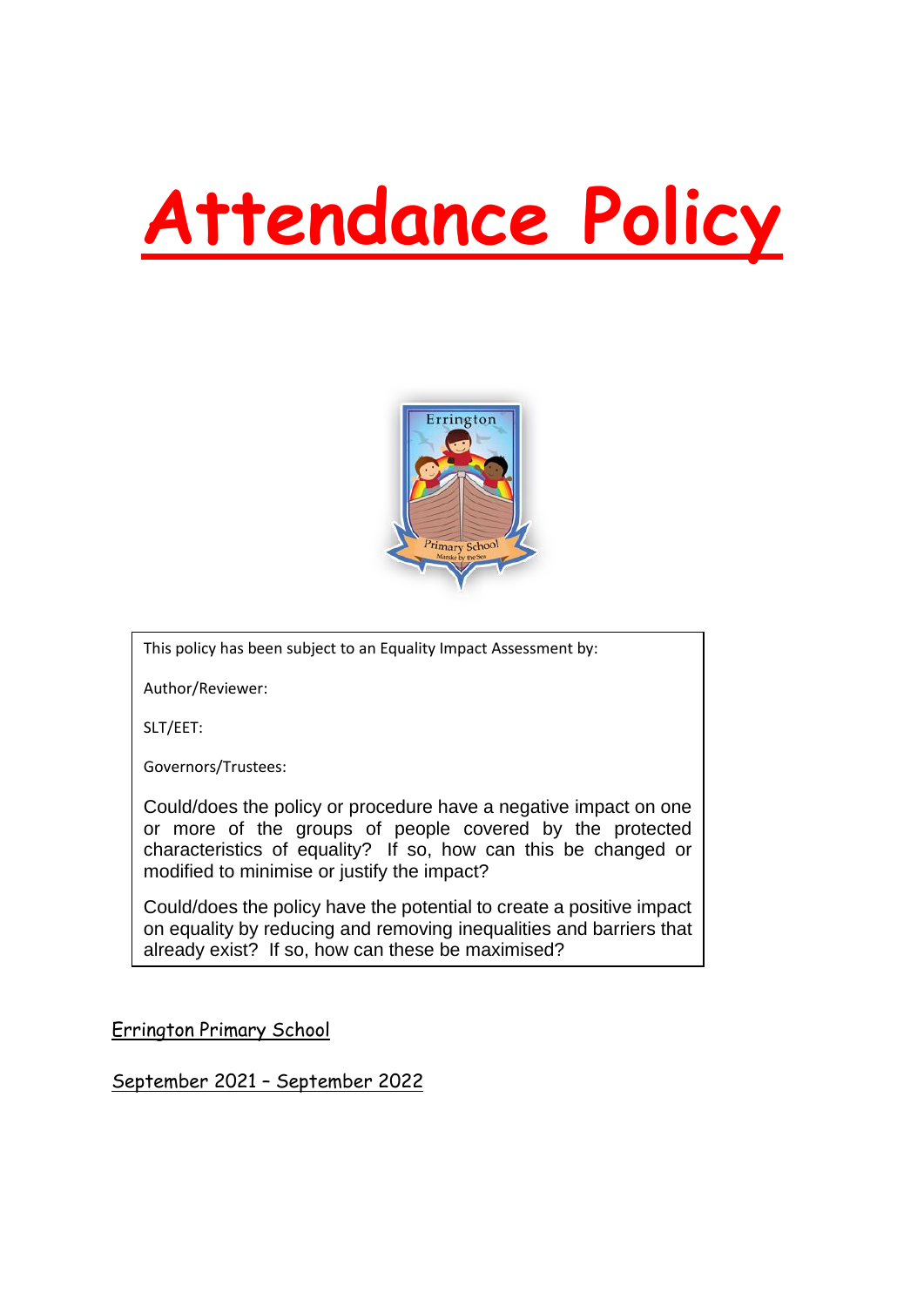# Attendance Policy

This policy has been subject to an Equality Impact Assessment by:

Author/Reviewer:

SLT/EET:

Governors/Trustees:

Could/does the policy or procedure have a negative impact on one or more of the groups of people covered by the protected characteristics of equality? If so, how can this be changed or modified to minimise or justify the impact?

Could/does the policy have the potential to create a positive impact on equality by reducing and removing inequalities and barriers that already exist? If so, how can these be maximised?

Errington Primary School

September 2021 – September 2022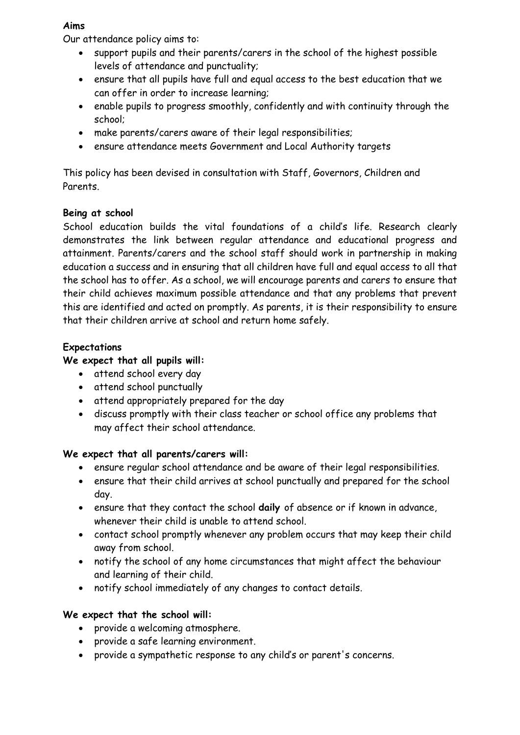**Aims**

Our attendance policy aims to:

- support pupils and their parents/carers in the school of the highest possible levels of attendance and punctuality;
- ensure that all pupils have full and equal access to the best education that we can offer in order to increase learning;
- enable pupils to progress smoothly, confidently and with continuity through the school;
- make parents/carers aware of their legal responsibilities;
- ensure attendance meets Government and Local Authority targets

This policy has been devised in consultation with Staff, Governors, Children and Parents.

**Being at school**

School education builds the vital foundations of a child's life. Research clearly demonstrates the link between regular attendance and educational progress and attainment. Parents/carers and the school staff should work in partnership in making education a success and in ensuring that all children have full and equal access to all that the school has to offer. As a school, we will encourage parents and carers to ensure that their child achieves maximum possible attendance and that any problems that prevent this are identified and acted on promptly. As parents, it is their responsibility to ensure that their children arrive at school and return home safely.

**Expectations**

**We expect that all pupils will:**

- attend school every day
- attend school punctually
- attend appropriately prepared for the day
- discuss promptly with their class teacher or school office any problems that may affect their school attendance.

**We expect that all parents/carers will:**

- ensure regular school attendance and be aware of their legal responsibilities.
- ensure that their child arrives at school punctually and prepared for the school day.
- ensure that they contact the school **daily** of absence or if known in advance, whenever their child is unable to attend school.
- contact school promptly whenever any problem occurs that may keep their child away from school.
- notify the school of any home circumstances that might affect the behaviour and learning of their child.
- notify school immediately of any changes to contact details.

**We expect that the school will:**

- provide a welcoming atmosphere.
- provide a safe learning environment.
- provide a sympathetic response to any child's or parent's concerns.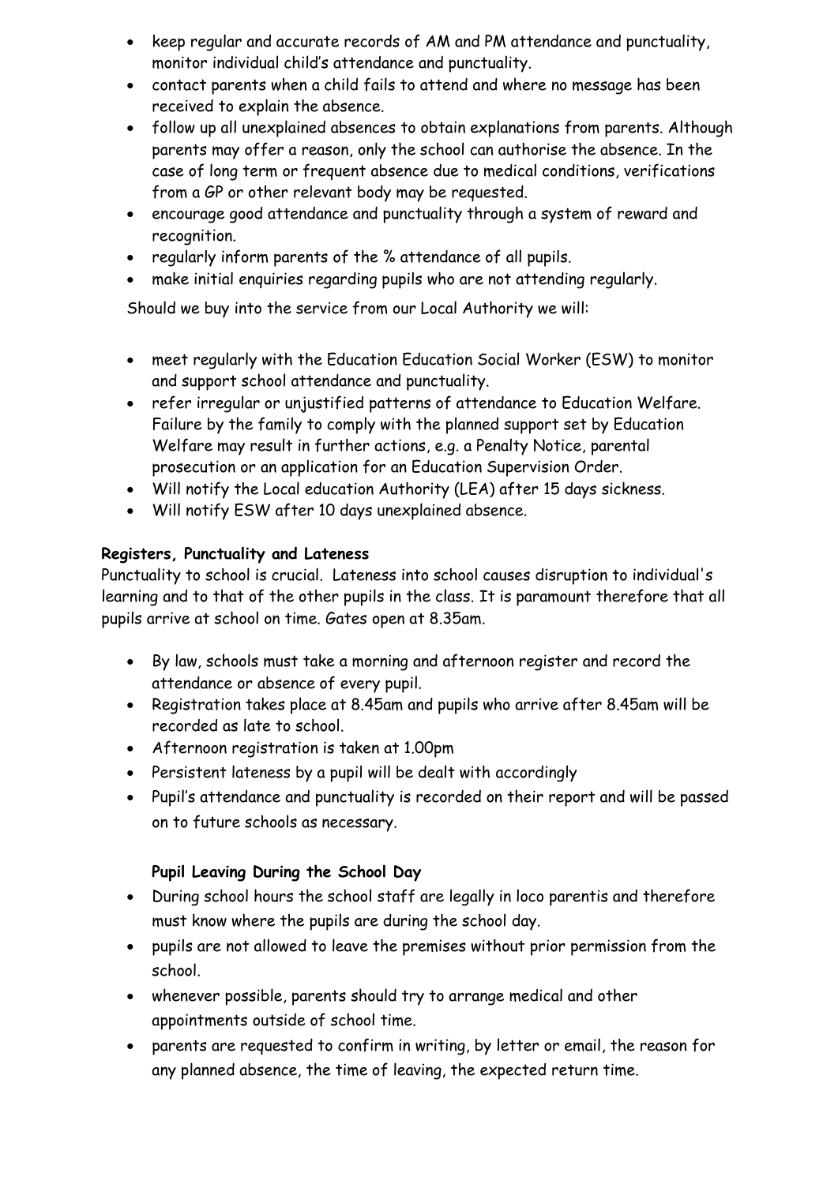- keep regular and accurate records of AM and PM attendance and punctuality, monitor individual child's attendance and punctuality.
- contact parents when a child fails to attend and where no message has been received to explain the absence.
- follow up all unexplained absences to obtain explanations from parents. Although parents may offer a reason, only the school can authorise the absence. In the case of long term or frequent absence due to medical conditions, verifications from a GP or other relevant body may be requested.
- encourage good attendance and punctuality through a system of reward and recognition.
- regularly inform parents of the % attendance of all pupils.
- make initial enquiries regarding pupils who are not attending regularly.

Should we buy into the service from our Local Authority we will:

- meet regularly with the Education Education Social Worker (ESW) to monitor and support school attendance and punctuality.
- refer irregular or unjustified patterns of attendance to Education Welfare. Failure by the family to comply with the planned support set by Education Welfare may result in further actions, e.g. a Penalty Notice, parental prosecution or an application for an Education Supervision Order.
- Will notify the Local education Authority (LEA) after 15 days sickness.
- Will notify ESW after 10 days unexplained absence.

**Registers, Punctuality and Lateness**

Punctuality to school is crucial. Lateness into school causes disruption to individual's learning and to that of the other pupils in the class. It is paramount therefore that all pupils arrive at school on time. Gates open at 8.35am.

- By law, schools must take a morning and afternoon register and record the attendance or absence of every pupil.
- Registration takes place at 8.45am and pupils who arrive after 8.45am will be recorded as late to school.
- Afternoon registration is taken at 1.00pm
- Persistent lateness by a pupil will be dealt with accordingly
- Pupil's attendance and punctuality is recorded on their report and will be passed on to future schools as necessary.

**Pupil Leaving During the School Day**

- During school hours the school staff are legally in loco parentis and therefore must know where the pupils are during the school day.
- pupils are not allowed to leave the premises without prior permission from the school.
- whenever possible, parents should try to arrange medical and other appointments outside of school time.
- parents are requested to confirm in writing, by letter or email, the reason for any planned absence, the time of leaving, the expected return time.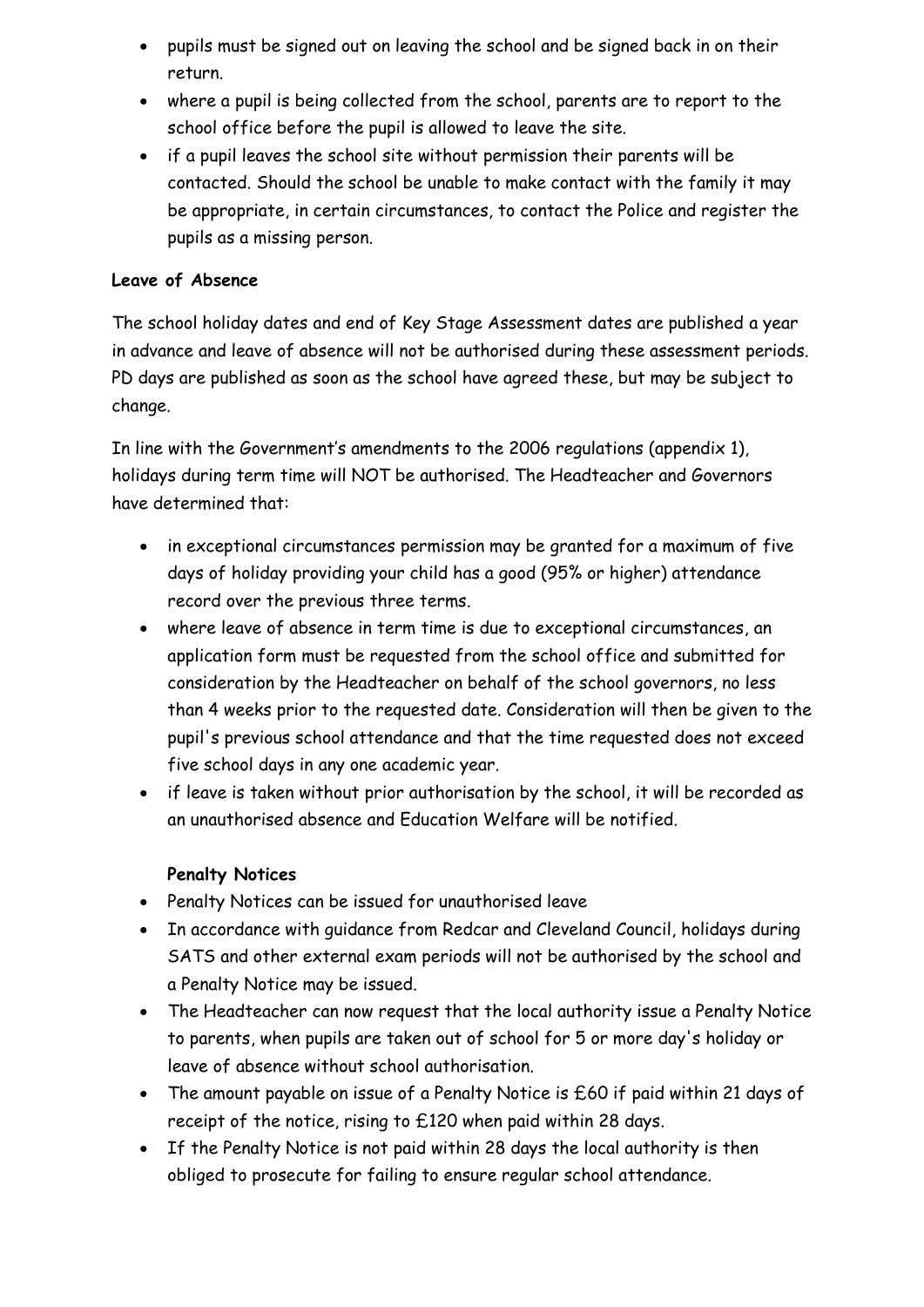- pupils must be signed out on leaving the school and be signed back in on their return.
- where a pupil is being collected from the school, parents are to report to the school office before the pupil is allowed to leave the site.
- if a pupil leaves the school site without permission their parents will be contacted. Should the school be unable to make contact with the family it may be appropriate, in certain circumstances, to contact the Police and register the pupils as a missing person.

**Leave of Absence**

The school holiday dates and end of Key Stage Assessment dates are published a year in advance and leave of absence will not be authorised during these assessment periods. PD days are published as soon as the school have agreed these, but may be subject to change.

In line with the Government's amendments to the 2006 regulations (appendix 1), holidays during term time will NOT be authorised. The Headteacher and Governors have determined that:

- in exceptional circumstances permission may be granted for a maximum of five days of holiday providing your child has a good (95% or higher) attendance record over the previous three terms.
- where leave of absence in term time is due to exceptional circumstances, an application form must be requested from the school office and submitted for consideration by the Headteacher on behalf of the school governors, no less than 4 weeks prior to the requested date. Consideration will then be given to the pupil's previous school attendance and that the time requested does not exceed five school days in any one academic year.
- if leave is taken without prior authorisation by the school, it will be recorded as an unauthorised absence and Education Welfare will be notified.

**Penalty Notices**

- Penalty Notices can be issued for unauthorised leave
- In accordance with guidance from Redcar and Cleveland Council, holidays during SATS and other external exam periods will not be authorised by the school and a Penalty Notice may be issued.
- The Headteacher can now request that the local authority issue a Penalty Notice to parents, when pupils are taken out of school for 5 or more day's holiday or leave of absence without school authorisation.
- The amount payable on issue of a Penalty Notice is £60 if paid within 21 days of receipt of the notice, rising to £120 when paid within 28 days.
- If the Penalty Notice is not paid within 28 days the local authority is then obliged to prosecute for failing to ensure regular school attendance.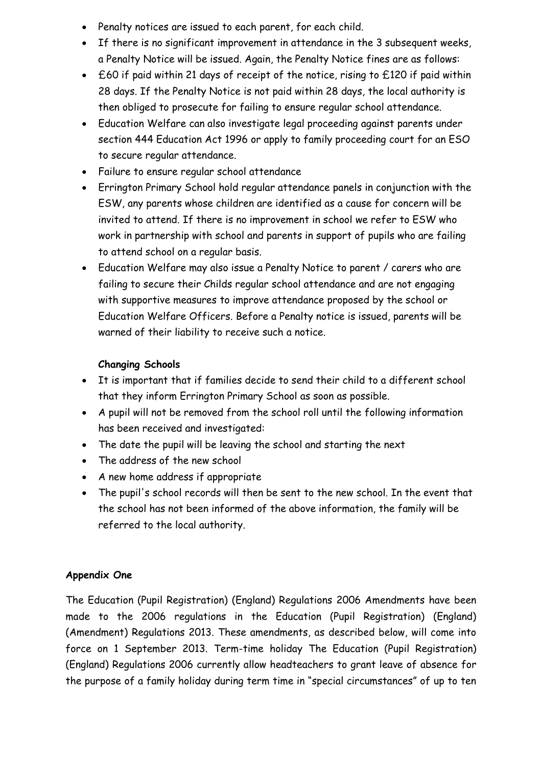- Penalty notices are issued to each parent, for each child.
- If there is no significant improvement in attendance in the 3 subsequent weeks, a Penalty Notice will be issued. Again, the Penalty Notice fines are as follows:
- £60 if paid within 21 days of receipt of the notice, rising to £120 if paid within 28 days. If the Penalty Notice is not paid within 28 days, the local authority is then obliged to prosecute for failing to ensure regular school attendance.
- Education Welfare can also investigate legal proceeding against parents under section 444 Education Act 1996 or apply to family proceeding court for an ESO to secure regular attendance.
- Failure to ensure regular school attendance
- Errington Primary School hold regular attendance panels in conjunction with the ESW, any parents whose children are identified as a cause for concern will be invited to attend. If there is no improvement in school we refer to ESW who work in partnership with school and parents in support of pupils who are failing to attend school on a regular basis.
- Education Welfare may also issue a Penalty Notice to parent / carers who are failing to secure their Childs regular school attendance and are not engaging with supportive measures to improve attendance proposed by the school or Education Welfare Officers. Before a Penalty notice is issued, parents will be warned of their liability to receive such a notice.

**Changing Schools**

- It is important that if families decide to send their child to a different school that they inform Errington Primary School as soon as possible.
- A pupil will not be removed from the school roll until the following information has been received and investigated:
- The date the pupil will be leaving the school and starting the next
- The address of the new school
- A new home address if appropriate
- The pupil's school records will then be sent to the new school. In the event that the school has not been informed of the above information, the family will be referred to the local authority.

**Appendix One**

The Education (Pupil Registration) (England) Regulations 2006 Amendments have been made to the 2006 regulations in the Education (Pupil Registration) (England) (Amendment) Regulations 2013. These amendments, as described below, will come into force on 1 September 2013. Term-time holiday The Education (Pupil Registration) (England) Regulations 2006 currently allow headteachers to grant leave of absence for the purpose of a family holiday during term time in "special circumstances" of up to ten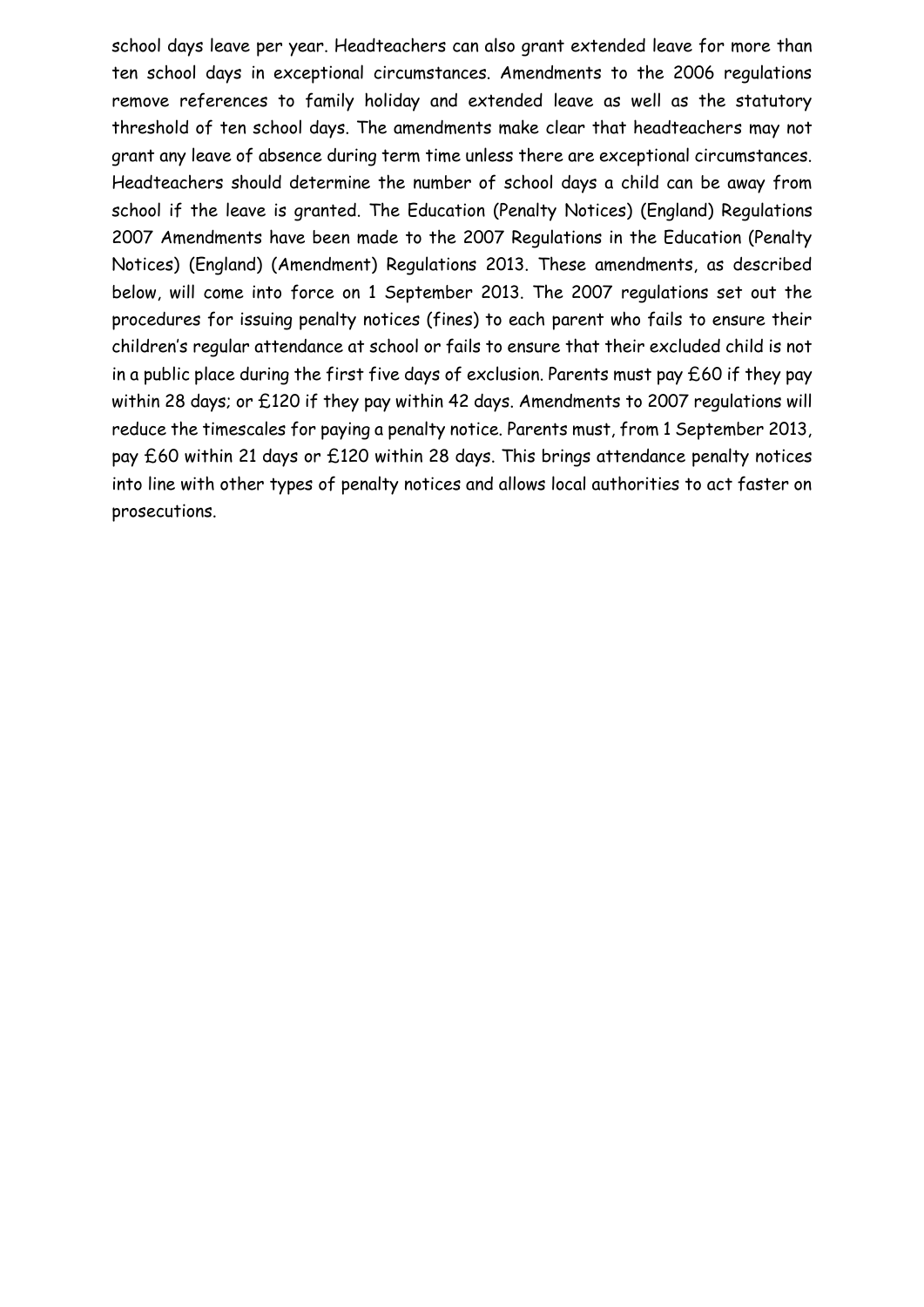school days leave per year. Headteachers can also grant extended leave for more than ten school days in exceptional circumstances. Amendments to the 2006 regulations remove references to family holiday and extended leave as well as the statutory threshold of ten school days. The amendments make clear that headteachers may not grant any leave of absence during term time unless there are exceptional circumstances. Headteachers should determine the number of school days a child can be away from school if the leave is granted. The Education (Penalty Notices) (England) Regulations 2007 Amendments have been made to the 2007 Regulations in the Education (Penalty Notices) (England) (Amendment) Regulations 2013. These amendments, as described below, will come into force on 1 September 2013. The 2007 regulations set out the procedures for issuing penalty notices (fines) to each parent who fails to ensure their children's regular attendance at school or fails to ensure that their excluded child is not in a public place during the first five days of exclusion. Parents must pay £60 if they pay within 28 days; or £120 if they pay within 42 days. Amendments to 2007 regulations will reduce the timescales for paying a penalty notice. Parents must, from 1 September 2013, pay £60 within 21 days or £120 within 28 days. This brings attendance penalty notices into line with other types of penalty notices and allows local authorities to act faster on prosecutions.